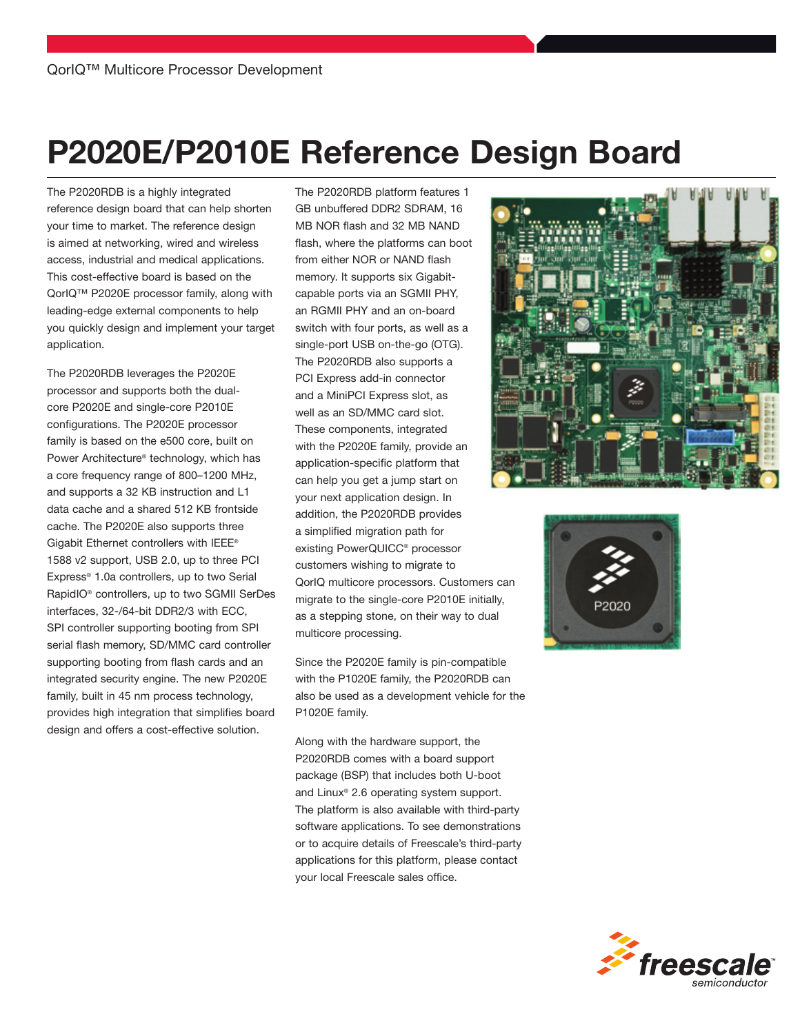QorIQ™ Multicore Processor Development

# P2020E/P2010E Reference Design Board

The P2020RDB is a highly integrated reference design board that can help shorten your time to market. The reference design is aimed at networking, wired and wireless access, industrial and medical applications. This cost-effective board is based on the QorIQ™ P2020E processor family, along with leading-edge external components to help you quickly design and implement your target application.

The P2020RDB leverages the P2020E processor and supports both the dual-core P2020E and single-core P2010E configurations. The P2020E processor family is based on the e500 core, built on Power Architecture® technology, which has a core frequency range of 800–1200 MHz, and supports a 32 KB instruction and L1 data cache and a shared 512 KB frontside cache. The P2020E also supports three Gigabit Ethernet controllers with IEEE® 1588 v2 support, USB 2.0, up to three PCI Express® 1.0a controllers, up to two Serial RapidIO® controllers, up to two SGMII SerDes interfaces, 32-/64-bit DDR2/3 with ECC, SPI controller supporting booting from SPI serial flash memory, SD/MMC card controller supporting booting from flash cards and an integrated security engine. The new P2020E family, built in 45 nm process technology, provides high integration that simplifies board design and offers a cost-effective solution.

The P2020RDB platform features 1 GB unbuffered DDR2 SDRAM, 16 MB NOR flash and 32 MB NAND flash, where the platforms can boot from either NOR or NAND flash memory. It supports six Gigabit-capable ports via an SGMII PHY, an RGMII PHY and an on-board switch with four ports, as well as a single-port USB on-the-go (OTG). The P2020RDB also supports a PCI Express add-in connector and a MiniPCI Express slot, as well as an SD/MMC card slot. These components, integrated with the P2020E family, provide an application-specific platform that can help you get a jump start on your next application design. In addition, the P2020RDB provides a simplified migration path for existing PowerQUICC® processor customers wishing to migrate to QorIQ multicore processors. Customers can migrate to the single-core P2010E initially, as a stepping stone, on their way to dual multicore processing.

Since the P2020E family is pin-compatible with the P1020E family, the P2020RDB can also be used as a development vehicle for the P1020E family.

Along with the hardware support, the P2020RDB comes with a board support package (BSP) that includes both U-boot and Linux® 2.6 operating system support. The platform is also available with third-party software applications. To see demonstrations or to acquire details of Freescale's third-party applications for this platform, please contact your local Freescale sales office.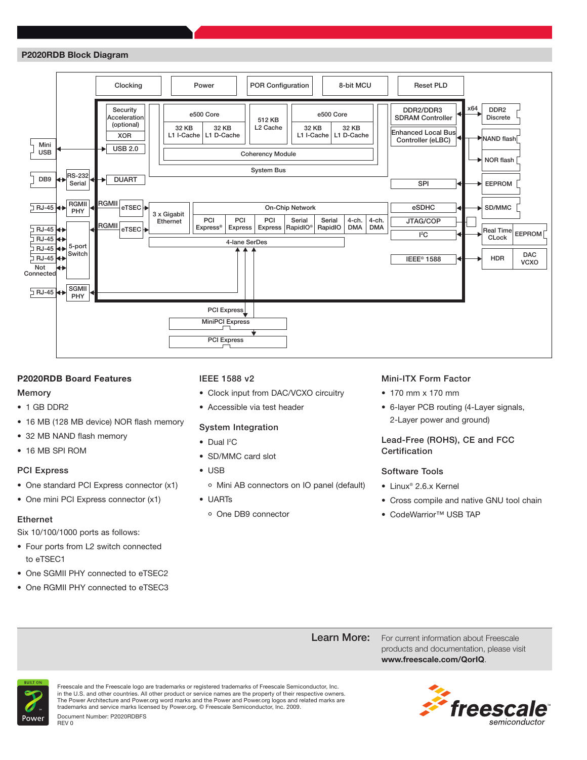## P2020RDB Block Diagram

Clocking
Power
POR Configuration
8-bit MCU
Reset PLD
Security Acceleration (optional)
XOR
USB 2.0
DUART
e500 Core
32 KB L1 I-Cache
32 KB L1 D-Cache
512 KB L2 Cache
e500 Core
32 KB L1 I-Cache
32 KB L1 D-Cache
Coherency Module
System Bus
DDR2/DDR3 SDRAM Controller
Enhanced Local Bus Controller (eLBC)
x64
DDR2 Discrete
NAND flash
NOR flash
SPI
EEPROM
eSDHC
SD/MMC
JTAG/COP
I²C
Real Time CLock
EEPROM
IEEE® 1588
HDR
DAC VCXO
Mini USB
DB9
RS-232 Serial
RJ-45
RGMII PHY
RGMII
eTSEC
RGMII
eTSEC
3 x Gigabit Ethernet
On-Chip Network
PCI Express®
PCI Express
PCI Express
Serial RapidIO®
Serial RapidIO
4-ch. DMA
4-ch. DMA
4-lane SerDes
RJ-45
RJ-45
RJ-45
RJ-45
Not Connected
5-port Switch
RJ-45
SGMII PHY
PCI Express
MiniPCI Express
PCI Express

## P2020RDB Board Features

### Memory

- 1 GB DDR2
- 16 MB (128 MB device) NOR flash memory
- 32 MB NAND flash memory
- 16 MB SPI ROM

### PCI Express

- One standard PCI Express connector (x1)
- One mini PCI Express connector (x1)

### Ethernet

Six 10/100/1000 ports as follows:

- Four ports from L2 switch connected to eTSEC1
- One SGMII PHY connected to eTSEC2
- One RGMII PHY connected to eTSEC3

### IEEE 1588 v2

- Clock input from DAC/VCXO circuitry
- Accessible via test header

### System Integration

- Dual I²C
- SD/MMC card slot
- USB
  - Mini AB connectors on IO panel (default)
- UARTs
  - One DB9 connector

### Mini-ITX Form Factor

- 170 mm x 170 mm
- 6-layer PCB routing (4-Layer signals, 2-Layer power and ground)

### Lead-Free (ROHS), CE and FCC Certification

### Software Tools

- Linux® 2.6.x Kernel
- Cross compile and native GNU tool chain
- CodeWarrior™ USB TAP

**Learn More:** For current information about Freescale products and documentation, please visit **www.freescale.com/QorIQ**.

Freescale and the Freescale logo are trademarks or registered trademarks of Freescale Semiconductor, Inc. in the U.S. and other countries. All other product or service names are the property of their respective owners. The Power Architecture and Power.org word marks and the Power and Power.org logos and related marks are trademarks and service marks licensed by Power.org. © Freescale Semiconductor, Inc. 2009.

Document Number: P2020RDBFS
REV 0